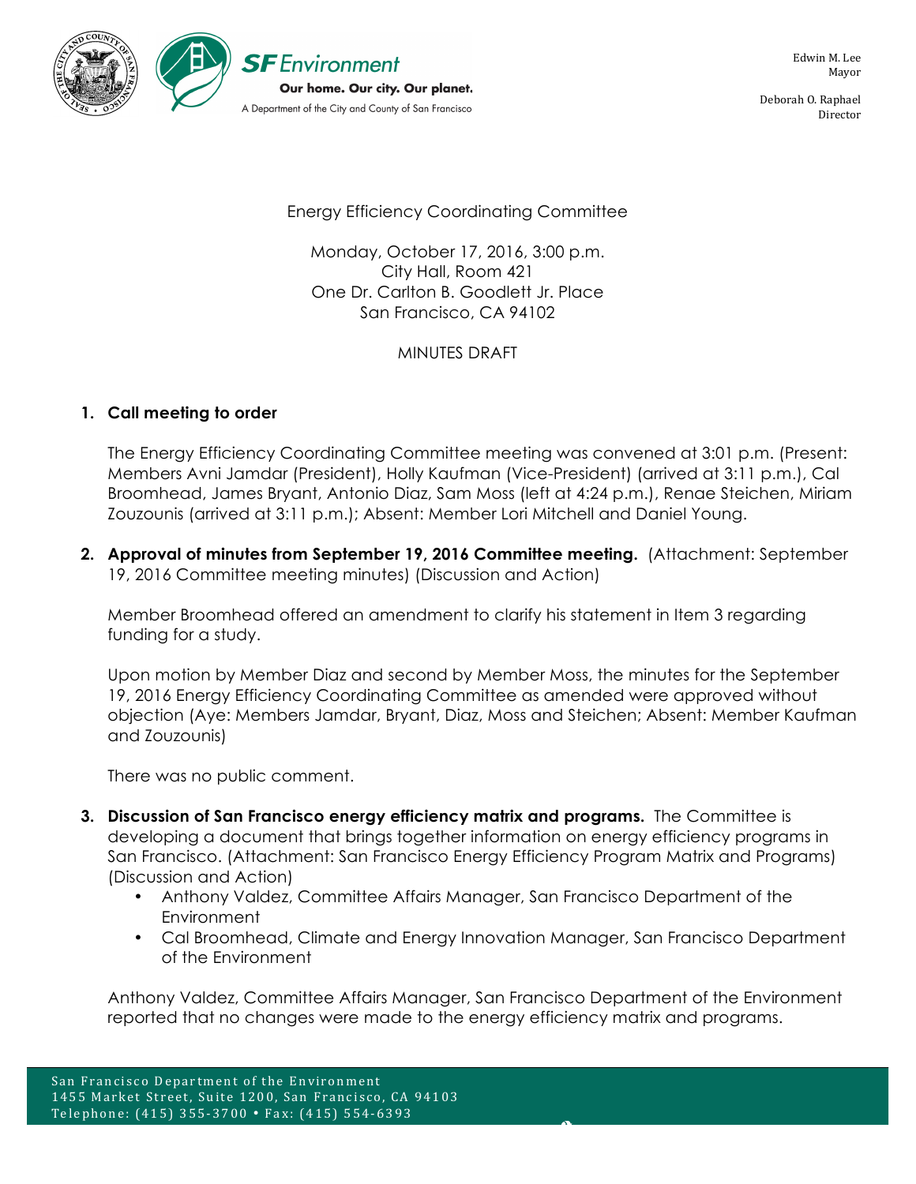SF Environment

Our home. Our city. Our planet.

A Department of the City and County of San Francisco

Edwin M. Lee
Mayor

Deborah O. Raphael
Director

Energy Efficiency Coordinating Committee

Monday, October 17, 2016, 3:00 p.m.
City Hall, Room 421
One Dr. Carlton B. Goodlett Jr. Place
San Francisco, CA 94102

MINUTES DRAFT

1. **Call meeting to order**

   The Energy Efficiency Coordinating Committee meeting was convened at 3:01 p.m. (Present: Members Avni Jamdar (President), Holly Kaufman (Vice-President) (arrived at 3:11 p.m.), Cal Broomhead, James Bryant, Antonio Diaz, Sam Moss (left at 4:24 p.m.), Renae Steichen, Miriam Zouzounis (arrived at 3:11 p.m.); Absent: Member Lori Mitchell and Daniel Young.

2. **Approval of minutes from September 19, 2016 Committee meeting.** (Attachment: September 19, 2016 Committee meeting minutes) (Discussion and Action)

   Member Broomhead offered an amendment to clarify his statement in Item 3 regarding funding for a study.

   Upon motion by Member Diaz and second by Member Moss, the minutes for the September 19, 2016 Energy Efficiency Coordinating Committee as amended were approved without objection (Aye: Members Jamdar, Bryant, Diaz, Moss and Steichen; Absent: Member Kaufman and Zouzounis)

   There was no public comment.

3. **Discussion of San Francisco energy efficiency matrix and programs.** The Committee is developing a document that brings together information on energy efficiency programs in San Francisco. (Attachment: San Francisco Energy Efficiency Program Matrix and Programs) (Discussion and Action)
   - Anthony Valdez, Committee Affairs Manager, San Francisco Department of the Environment
   - Cal Broomhead, Climate and Energy Innovation Manager, San Francisco Department of the Environment

   Anthony Valdez, Committee Affairs Manager, San Francisco Department of the Environment reported that no changes were made to the energy efficiency matrix and programs.

San Francisco Department of the Environment
1455 Market Street, Suite 1200, San Francisco, CA 94103
Telephone: (415) 355-3700 • Fax: (415) 554-6393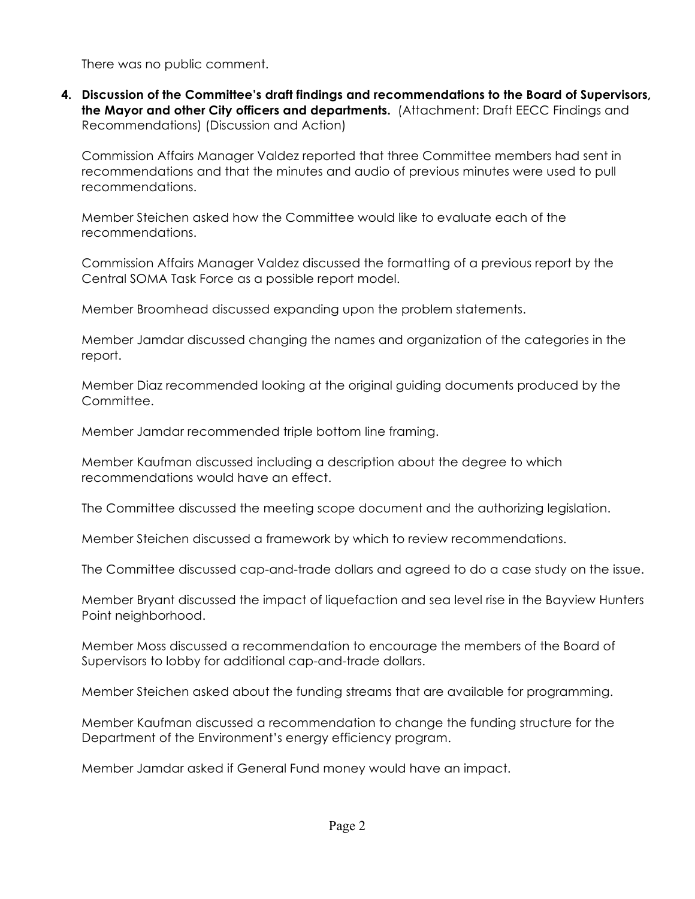There was no public comment.

4. **Discussion of the Committee's draft findings and recommendations to the Board of Supervisors, the Mayor and other City officers and departments.** (Attachment: Draft EECC Findings and Recommendations) (Discussion and Action)

   Commission Affairs Manager Valdez reported that three Committee members had sent in recommendations and that the minutes and audio of previous minutes were used to pull recommendations.

   Member Steichen asked how the Committee would like to evaluate each of the recommendations.

   Commission Affairs Manager Valdez discussed the formatting of a previous report by the Central SOMA Task Force as a possible report model.

   Member Broomhead discussed expanding upon the problem statements.

   Member Jamdar discussed changing the names and organization of the categories in the report.

   Member Diaz recommended looking at the original guiding documents produced by the Committee.

   Member Jamdar recommended triple bottom line framing.

   Member Kaufman discussed including a description about the degree to which recommendations would have an effect.

   The Committee discussed the meeting scope document and the authorizing legislation.

   Member Steichen discussed a framework by which to review recommendations.

   The Committee discussed cap-and-trade dollars and agreed to do a case study on the issue.

   Member Bryant discussed the impact of liquefaction and sea level rise in the Bayview Hunters Point neighborhood.

   Member Moss discussed a recommendation to encourage the members of the Board of Supervisors to lobby for additional cap-and-trade dollars.

   Member Steichen asked about the funding streams that are available for programming.

   Member Kaufman discussed a recommendation to change the funding structure for the Department of the Environment's energy efficiency program.

   Member Jamdar asked if General Fund money would have an impact.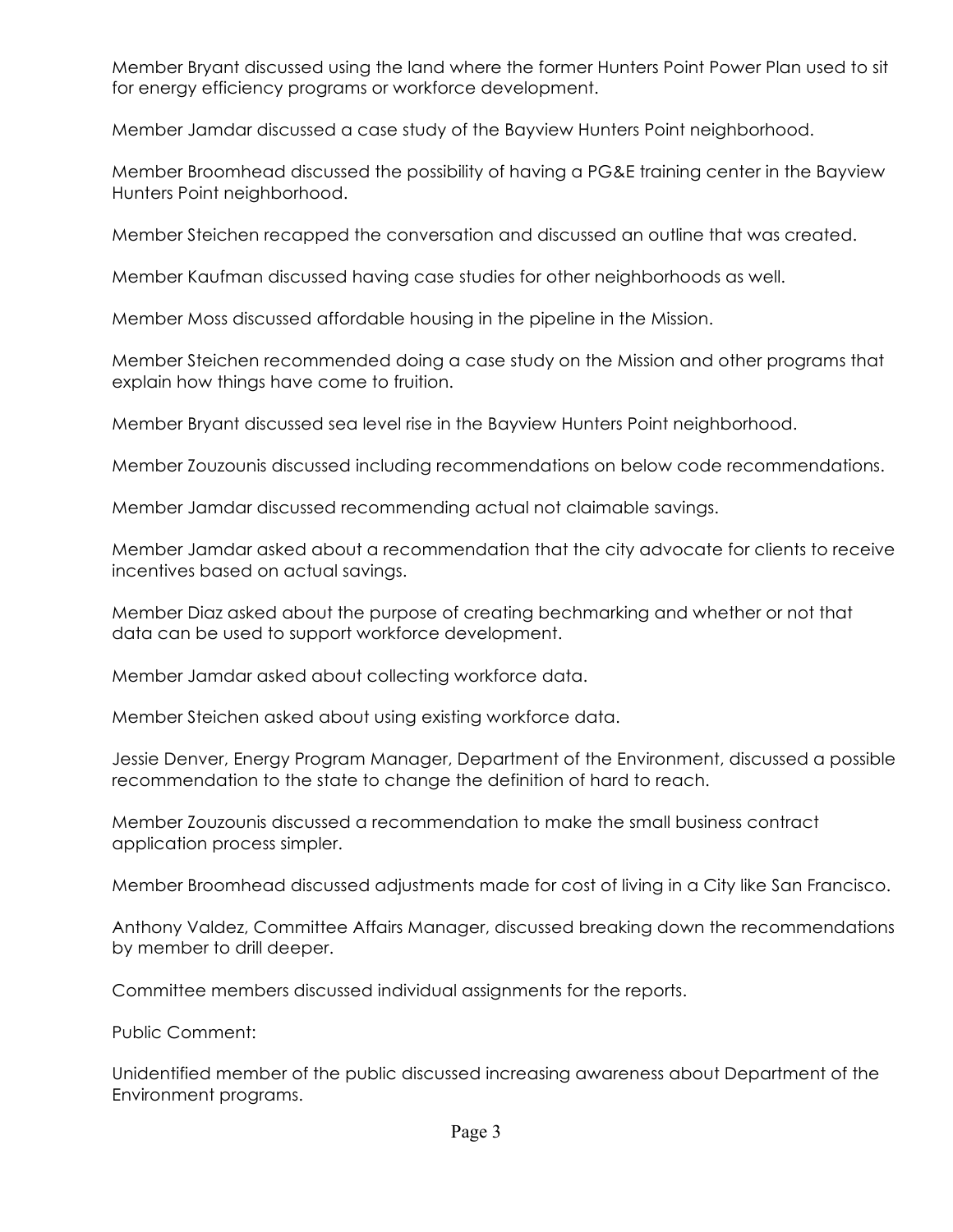Member Bryant discussed using the land where the former Hunters Point Power Plan used to sit for energy efficiency programs or workforce development.

Member Jamdar discussed a case study of the Bayview Hunters Point neighborhood.

Member Broomhead discussed the possibility of having a PG&E training center in the Bayview Hunters Point neighborhood.

Member Steichen recapped the conversation and discussed an outline that was created.

Member Kaufman discussed having case studies for other neighborhoods as well.

Member Moss discussed affordable housing in the pipeline in the Mission.

Member Steichen recommended doing a case study on the Mission and other programs that explain how things have come to fruition.

Member Bryant discussed sea level rise in the Bayview Hunters Point neighborhood.

Member Zouzounis discussed including recommendations on below code recommendations.

Member Jamdar discussed recommending actual not claimable savings.

Member Jamdar asked about a recommendation that the city advocate for clients to receive incentives based on actual savings.

Member Diaz asked about the purpose of creating bechmarking and whether or not that data can be used to support workforce development.

Member Jamdar asked about collecting workforce data.

Member Steichen asked about using existing workforce data.

Jessie Denver, Energy Program Manager, Department of the Environment, discussed a possible recommendation to the state to change the definition of hard to reach.

Member Zouzounis discussed a recommendation to make the small business contract application process simpler.

Member Broomhead discussed adjustments made for cost of living in a City like San Francisco.

Anthony Valdez, Committee Affairs Manager, discussed breaking down the recommendations by member to drill deeper.

Committee members discussed individual assignments for the reports.

Public Comment:

Unidentified member of the public discussed increasing awareness about Department of the Environment programs.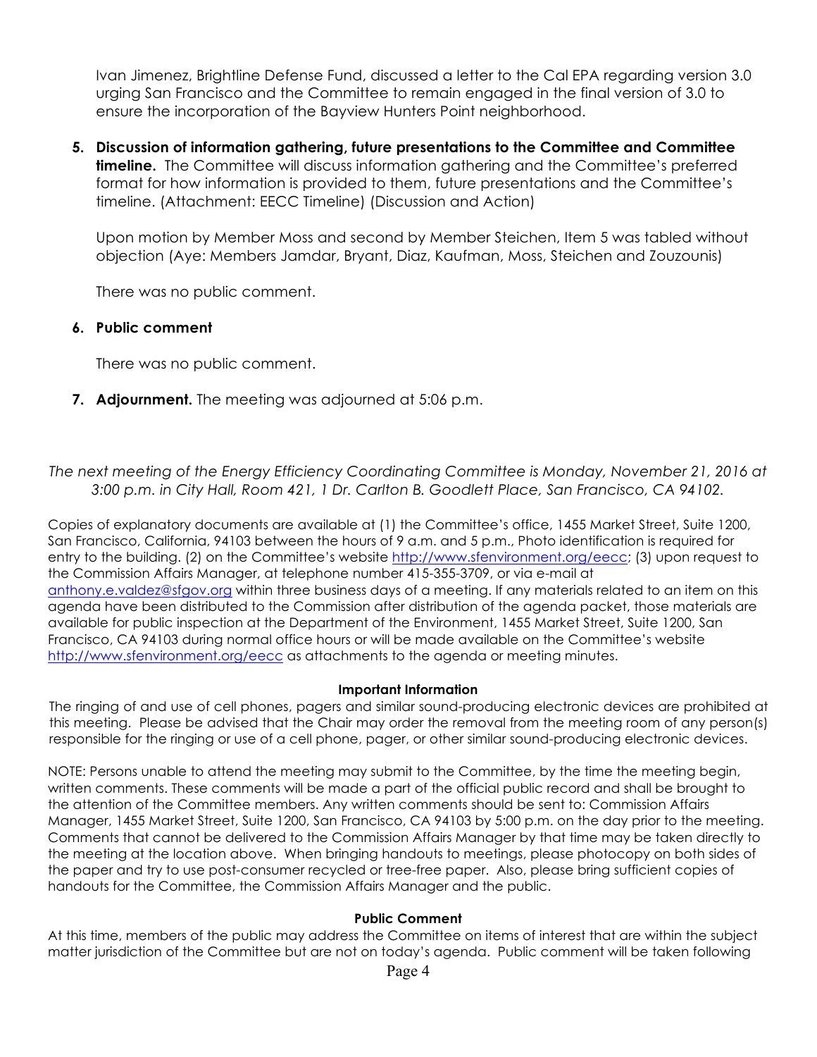Ivan Jimenez, Brightline Defense Fund, discussed a letter to the Cal EPA regarding version 3.0 urging San Francisco and the Committee to remain engaged in the final version of 3.0 to ensure the incorporation of the Bayview Hunters Point neighborhood.

5. **Discussion of information gathering, future presentations to the Committee and Committee timeline.** The Committee will discuss information gathering and the Committee's preferred format for how information is provided to them, future presentations and the Committee's timeline. (Attachment: EECC Timeline) (Discussion and Action)

   Upon motion by Member Moss and second by Member Steichen, Item 5 was tabled without objection (Aye: Members Jamdar, Bryant, Diaz, Kaufman, Moss, Steichen and Zouzounis)

   There was no public comment.

6. **Public comment**

   There was no public comment.

7. **Adjournment.** The meeting was adjourned at 5:06 p.m.

*The next meeting of the Energy Efficiency Coordinating Committee is Monday, November 21, 2016 at 3:00 p.m. in City Hall, Room 421, 1 Dr. Carlton B. Goodlett Place, San Francisco, CA 94102.*

Copies of explanatory documents are available at (1) the Committee's office, 1455 Market Street, Suite 1200, San Francisco, California, 94103 between the hours of 9 a.m. and 5 p.m., Photo identification is required for entry to the building. (2) on the Committee's website http://www.sfenvironment.org/eecc; (3) upon request to the Commission Affairs Manager, at telephone number 415-355-3709, or via e-mail at anthony.e.valdez@sfgov.org within three business days of a meeting. If any materials related to an item on this agenda have been distributed to the Commission after distribution of the agenda packet, those materials are available for public inspection at the Department of the Environment, 1455 Market Street, Suite 1200, San Francisco, CA 94103 during normal office hours or will be made available on the Committee's website http://www.sfenvironment.org/eecc as attachments to the agenda or meeting minutes.

**Important Information**

The ringing of and use of cell phones, pagers and similar sound-producing electronic devices are prohibited at this meeting. Please be advised that the Chair may order the removal from the meeting room of any person(s) responsible for the ringing or use of a cell phone, pager, or other similar sound-producing electronic devices.

NOTE: Persons unable to attend the meeting may submit to the Committee, by the time the meeting begin, written comments. These comments will be made a part of the official public record and shall be brought to the attention of the Committee members. Any written comments should be sent to: Commission Affairs Manager, 1455 Market Street, Suite 1200, San Francisco, CA 94103 by 5:00 p.m. on the day prior to the meeting. Comments that cannot be delivered to the Commission Affairs Manager by that time may be taken directly to the meeting at the location above. When bringing handouts to meetings, please photocopy on both sides of the paper and try to use post-consumer recycled or tree-free paper. Also, please bring sufficient copies of handouts for the Committee, the Commission Affairs Manager and the public.

**Public Comment**

At this time, members of the public may address the Committee on items of interest that are within the subject matter jurisdiction of the Committee but are not on today's agenda. Public comment will be taken following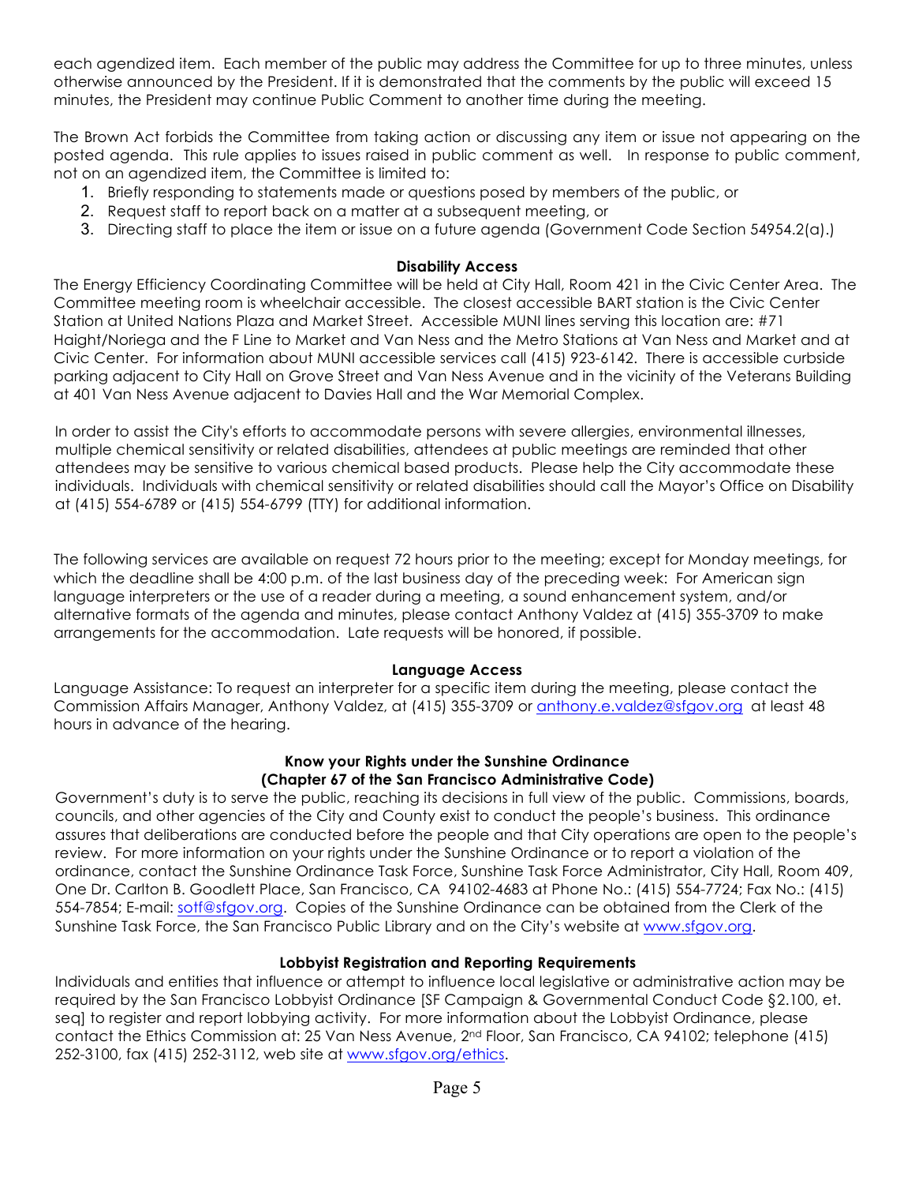each agendized item. Each member of the public may address the Committee for up to three minutes, unless otherwise announced by the President. If it is demonstrated that the comments by the public will exceed 15 minutes, the President may continue Public Comment to another time during the meeting.

The Brown Act forbids the Committee from taking action or discussing any item or issue not appearing on the posted agenda. This rule applies to issues raised in public comment as well. In response to public comment, not on an agendized item, the Committee is limited to:

1. Briefly responding to statements made or questions posed by members of the public, or
2. Request staff to report back on a matter at a subsequent meeting, or
3. Directing staff to place the item or issue on a future agenda (Government Code Section 54954.2(a).)

**Disability Access**

The Energy Efficiency Coordinating Committee will be held at City Hall, Room 421 in the Civic Center Area. The Committee meeting room is wheelchair accessible. The closest accessible BART station is the Civic Center Station at United Nations Plaza and Market Street. Accessible MUNI lines serving this location are: #71 Haight/Noriega and the F Line to Market and Van Ness and the Metro Stations at Van Ness and Market and at Civic Center. For information about MUNI accessible services call (415) 923-6142. There is accessible curbside parking adjacent to City Hall on Grove Street and Van Ness Avenue and in the vicinity of the Veterans Building at 401 Van Ness Avenue adjacent to Davies Hall and the War Memorial Complex.

In order to assist the City's efforts to accommodate persons with severe allergies, environmental illnesses, multiple chemical sensitivity or related disabilities, attendees at public meetings are reminded that other attendees may be sensitive to various chemical based products. Please help the City accommodate these individuals. Individuals with chemical sensitivity or related disabilities should call the Mayor's Office on Disability at (415) 554-6789 or (415) 554-6799 (TTY) for additional information.

The following services are available on request 72 hours prior to the meeting; except for Monday meetings, for which the deadline shall be 4:00 p.m. of the last business day of the preceding week: For American sign language interpreters or the use of a reader during a meeting, a sound enhancement system, and/or alternative formats of the agenda and minutes, please contact Anthony Valdez at (415) 355-3709 to make arrangements for the accommodation. Late requests will be honored, if possible.

**Language Access**

Language Assistance: To request an interpreter for a specific item during the meeting, please contact the Commission Affairs Manager, Anthony Valdez, at (415) 355-3709 or anthony.e.valdez@sfgov.org at least 48 hours in advance of the hearing.

**Know your Rights under the Sunshine Ordinance**
**(Chapter 67 of the San Francisco Administrative Code)**

Government's duty is to serve the public, reaching its decisions in full view of the public. Commissions, boards, councils, and other agencies of the City and County exist to conduct the people's business. This ordinance assures that deliberations are conducted before the people and that City operations are open to the people's review. For more information on your rights under the Sunshine Ordinance or to report a violation of the ordinance, contact the Sunshine Ordinance Task Force, Sunshine Task Force Administrator, City Hall, Room 409, One Dr. Carlton B. Goodlett Place, San Francisco, CA 94102-4683 at Phone No.: (415) 554-7724; Fax No.: (415) 554-7854; E-mail: sotf@sfgov.org. Copies of the Sunshine Ordinance can be obtained from the Clerk of the Sunshine Task Force, the San Francisco Public Library and on the City's website at www.sfgov.org.

**Lobbyist Registration and Reporting Requirements**

Individuals and entities that influence or attempt to influence local legislative or administrative action may be required by the San Francisco Lobbyist Ordinance [SF Campaign & Governmental Conduct Code §2.100, et. seq] to register and report lobbying activity. For more information about the Lobbyist Ordinance, please contact the Ethics Commission at: 25 Van Ness Avenue, 2nd Floor, San Francisco, CA 94102; telephone (415) 252-3100, fax (415) 252-3112, web site at www.sfgov.org/ethics.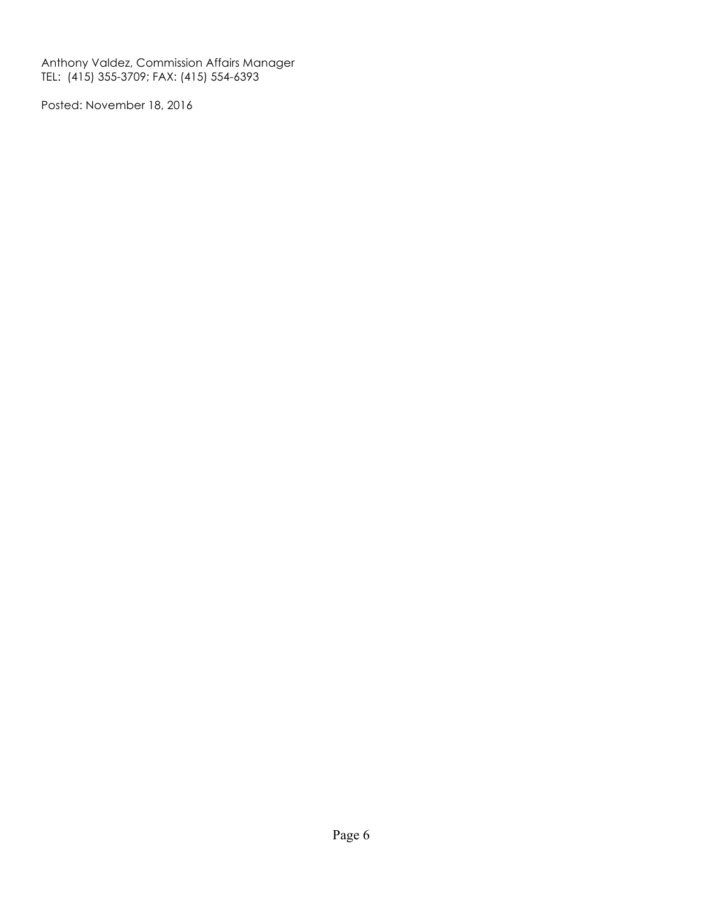Anthony Valdez, Commission Affairs Manager
TEL: (415) 355-3709; FAX: (415) 554-6393

Posted: November 18, 2016